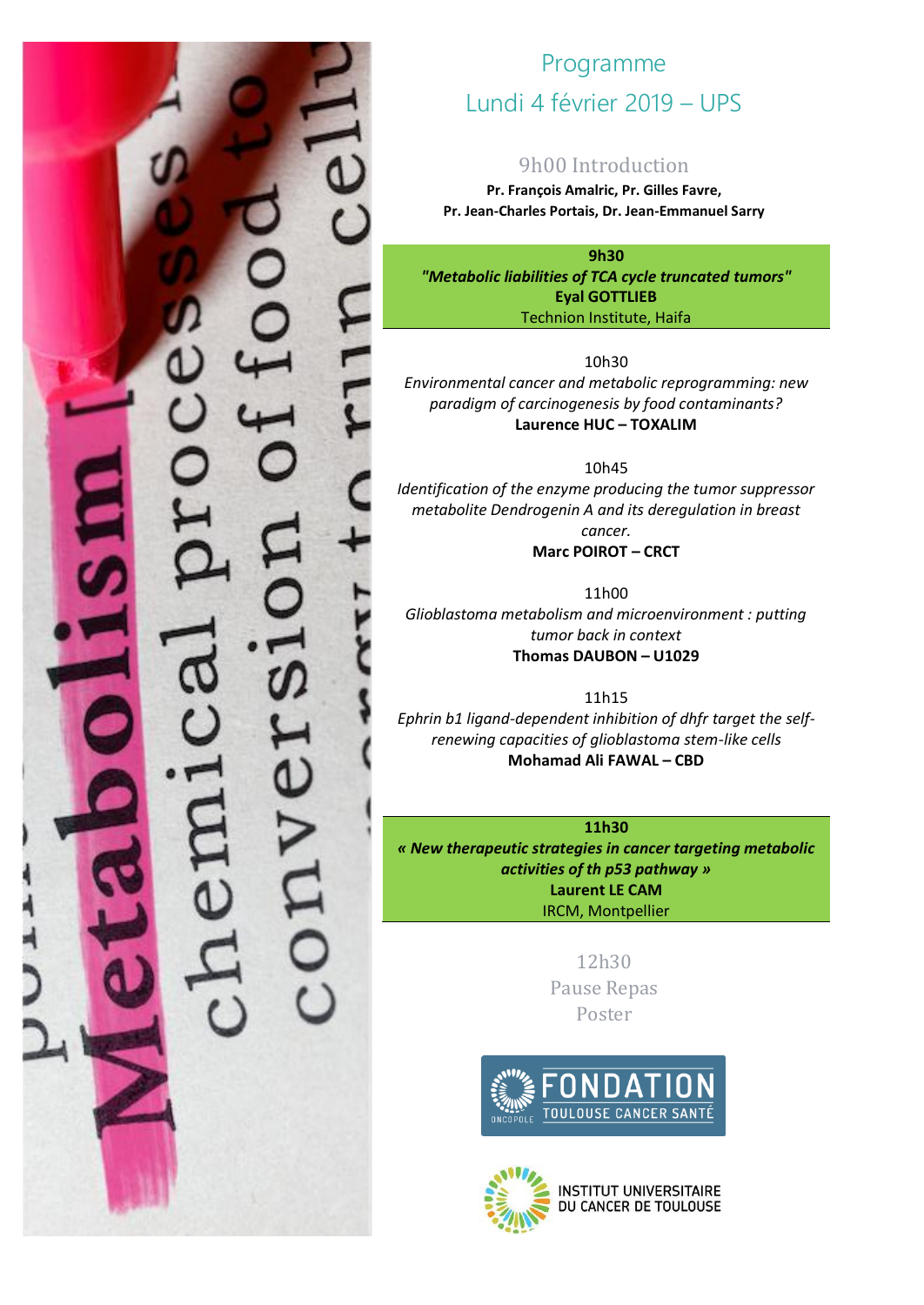# Programme
## Lundi 4 février 2019 – UPS

### 9h00 Introduction

**Pr. François Amalric, Pr. Gilles Favre, Pr. Jean-Charles Portais, Dr. Jean-Emmanuel Sarry**

**9h30**
***"Metabolic liabilities of TCA cycle truncated tumors"***
**Eyal GOTTLIEB**
Technion Institute, Haifa

10h30
*Environmental cancer and metabolic reprogramming: new paradigm of carcinogenesis by food contaminants?*
**Laurence HUC – TOXALIM**

10h45
*Identification of the enzyme producing the tumor suppressor metabolite Dendrogenin A and its deregulation in breast cancer.*
**Marc POIROT – CRCT**

11h00
*Glioblastoma metabolism and microenvironment : putting tumor back in context*
**Thomas DAUBON – U1029**

11h15
*Ephrin b1 ligand-dependent inhibition of dhfr target the self-renewing capacities of glioblastoma stem-like cells*
**Mohamad Ali FAWAL – CBD**

**11h30**
***« New therapeutic strategies in cancer targeting metabolic activities of th p53 pathway »***
**Laurent LE CAM**
IRCM, Montpellier

12h30
Pause Repas
Poster

FONDATION TOULOUSE CANCER SANTÉ
ONCOPOLE

INSTITUT UNIVERSITAIRE DU CANCER DE TOULOUSE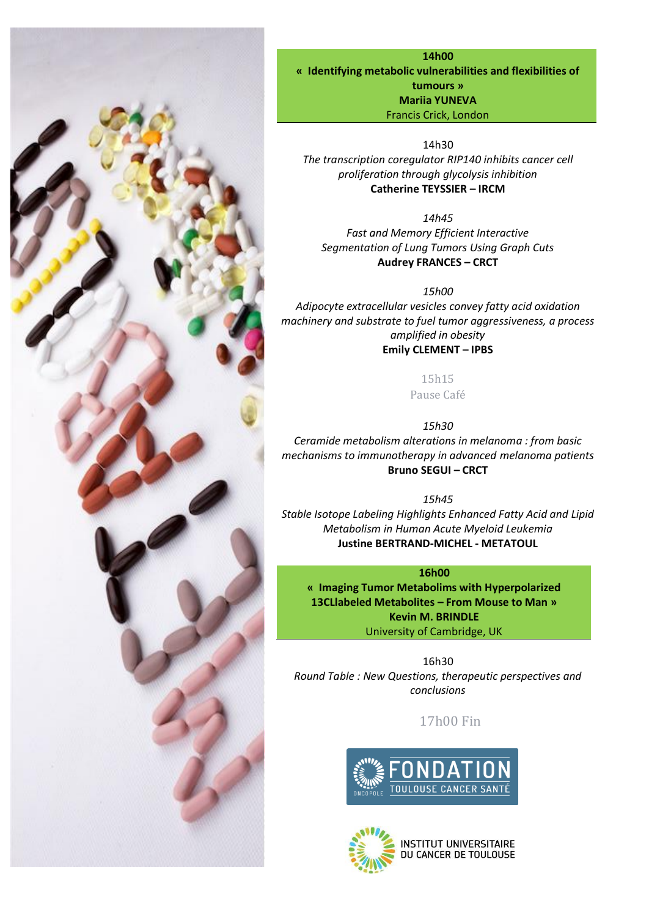**14h00**
**« Identifying metabolic vulnerabilities and flexibilities of tumours »**
**Mariia YUNEVA**
Francis Crick, London

14h30
*The transcription coregulator RIP140 inhibits cancer cell proliferation through glycolysis inhibition*
**Catherine TEYSSIER – IRCM**

*14h45*
*Fast and Memory Efficient Interactive Segmentation of Lung Tumors Using Graph Cuts*
**Audrey FRANCES – CRCT**

*15h00*
*Adipocyte extracellular vesicles convey fatty acid oxidation machinery and substrate to fuel tumor aggressiveness, a process amplified in obesity*
**Emily CLEMENT – IPBS**

15h15
Pause Café

*15h30*
*Ceramide metabolism alterations in melanoma : from basic mechanisms to immunotherapy in advanced melanoma patients*
**Bruno SEGUI – CRCT**

*15h45*
*Stable Isotope Labeling Highlights Enhanced Fatty Acid and Lipid Metabolism in Human Acute Myeloid Leukemia*
**Justine BERTRAND-MICHEL - METATOUL**

**16h00**
**« Imaging Tumor Metabolims with Hyperpolarized 13CLlabeled Metabolites – From Mouse to Man »**
**Kevin M. BRINDLE**
University of Cambridge, UK

16h30
*Round Table : New Questions, therapeutic perspectives and conclusions*

17h00 Fin

FONDATION TOULOUSE CANCER SANTÉ
ONCOPOLE

INSTITUT UNIVERSITAIRE DU CANCER DE TOULOUSE